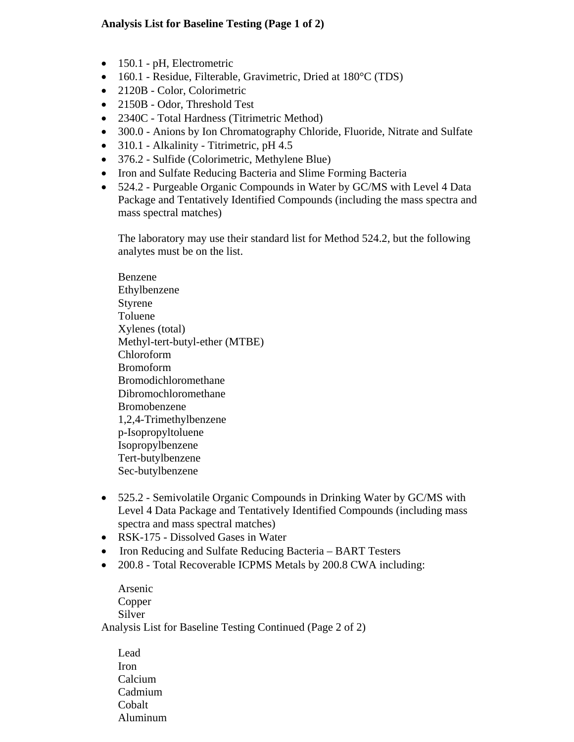**Analysis List for Baseline Testing (Page 1 of 2)**

- 150.1 - pH, Electrometric
- 160.1 - Residue, Filterable, Gravimetric, Dried at 180°C (TDS)
- 2120B - Color, Colorimetric
- 2150B - Odor, Threshold Test
- 2340C - Total Hardness (Titrimetric Method)
- 300.0 - Anions by Ion Chromatography Chloride, Fluoride, Nitrate and Sulfate
- 310.1 - Alkalinity - Titrimetric, pH 4.5
- 376.2 - Sulfide (Colorimetric, Methylene Blue)
- Iron and Sulfate Reducing Bacteria and Slime Forming Bacteria
- 524.2 - Purgeable Organic Compounds in Water by GC/MS with Level 4 Data Package and Tentatively Identified Compounds (including the mass spectra and mass spectral matches)

  The laboratory may use their standard list for Method 524.2, but the following analytes must be on the list.

  Benzene
  Ethylbenzene
  Styrene
  Toluene
  Xylenes (total)
  Methyl-tert-butyl-ether (MTBE)
  Chloroform
  Bromoform
  Bromodichloromethane
  Dibromochloromethane
  Bromobenzene
  1,2,4-Trimethylbenzene
  p-Isopropyltoluene
  Isopropylbenzene
  Tert-butylbenzene
  Sec-butylbenzene

- 525.2 - Semivolatile Organic Compounds in Drinking Water by GC/MS with Level 4 Data Package and Tentatively Identified Compounds (including mass spectra and mass spectral matches)
- RSK-175 - Dissolved Gases in Water
- Iron Reducing and Sulfate Reducing Bacteria – BART Testers
- 200.8 - Total Recoverable ICPMS Metals by 200.8 CWA including:

  Arsenic
  Copper
  Silver

Analysis List for Baseline Testing Continued (Page 2 of 2)

  Lead
  Iron
  Calcium
  Cadmium
  Cobalt
  Aluminum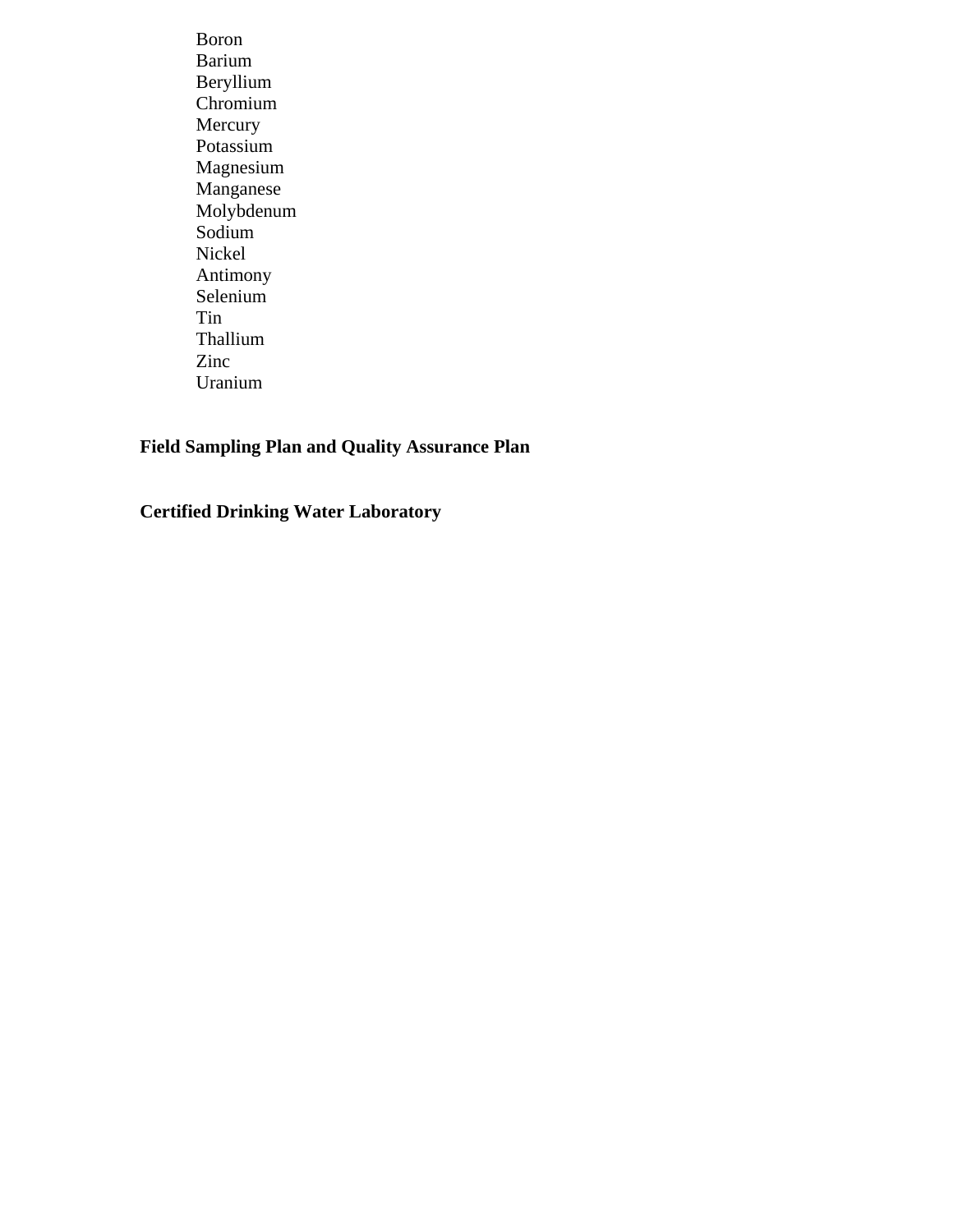Boron
Barium
Beryllium
Chromium
Mercury
Potassium
Magnesium
Manganese
Molybdenum
Sodium
Nickel
Antimony
Selenium
Tin
Thallium
Zinc
Uranium

**Field Sampling Plan and Quality Assurance Plan**

**Certified Drinking Water Laboratory**